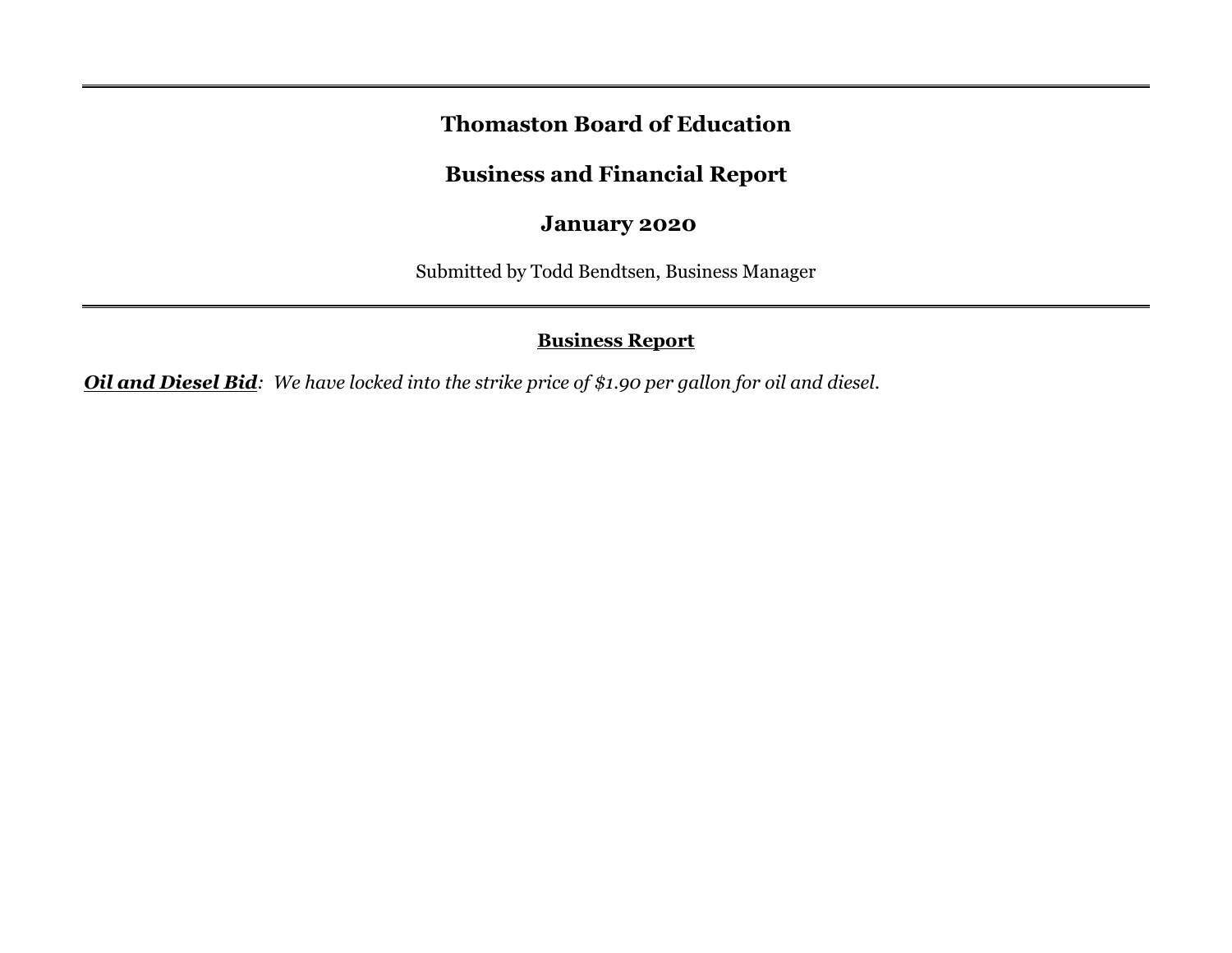# Thomaston Board of Education

## Business and Financial Report

## January 2020

Submitted by Todd Bendtsen, Business Manager

---

### Business Report

***Oil and Diesel Bid***: *We have locked into the strike price of $1.90 per gallon for oil and diesel.*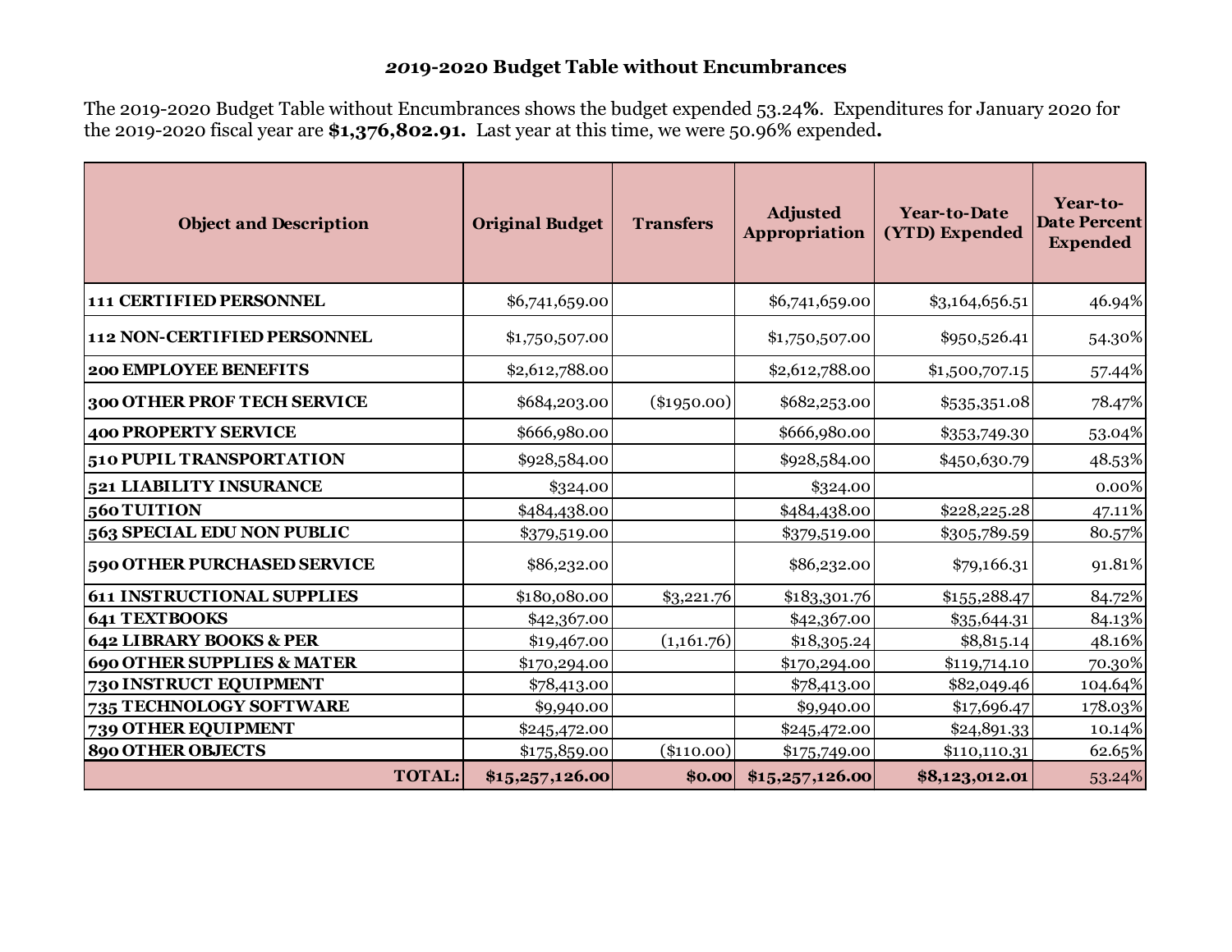## *2019-2020* Budget Table without Encumbrances

The 2019-2020 Budget Table without Encumbrances shows the budget expended 53.24**%**. Expenditures for January 2020 for the 2019-2020 fiscal year are **$1,376,802.91.** Last year at this time, we were 50.96% expended**.**

| Object and Description | Original Budget | Transfers | Adjusted Appropriation | Year-to-Date (YTD) Expended | Year-to-Date Percent Expended |
|---|---|---|---|---|---|
| **111 CERTIFIED PERSONNEL** | $6,741,659.00 | | $6,741,659.00 | $3,164,656.51 | 46.94% |
| **112 NON-CERTIFIED PERSONNEL** | $1,750,507.00 | | $1,750,507.00 | $950,526.41 | 54.30% |
| **200 EMPLOYEE BENEFITS** | $2,612,788.00 | | $2,612,788.00 | $1,500,707.15 | 57.44% |
| **300 OTHER PROF TECH SERVICE** | $684,203.00 | ($1950.00) | $682,253.00 | $535,351.08 | 78.47% |
| **400 PROPERTY SERVICE** | $666,980.00 | | $666,980.00 | $353,749.30 | 53.04% |
| **510 PUPIL TRANSPORTATION** | $928,584.00 | | $928,584.00 | $450,630.79 | 48.53% |
| **521 LIABILITY INSURANCE** | $324.00 | | $324.00 | | 0.00% |
| **560 TUITION** | $484,438.00 | | $484,438.00 | $228,225.28 | 47.11% |
| **563 SPECIAL EDU NON PUBLIC** | $379,519.00 | | $379,519.00 | $305,789.59 | 80.57% |
| **590 OTHER PURCHASED SERVICE** | $86,232.00 | | $86,232.00 | $79,166.31 | 91.81% |
| **611 INSTRUCTIONAL SUPPLIES** | $180,080.00 | $3,221.76 | $183,301.76 | $155,288.47 | 84.72% |
| **641 TEXTBOOKS** | $42,367.00 | | $42,367.00 | $35,644.31 | 84.13% |
| **642 LIBRARY BOOKS & PER** | $19,467.00 | (1,161.76) | $18,305.24 | $8,815.14 | 48.16% |
| **690 OTHER SUPPLIES & MATER** | $170,294.00 | | $170,294.00 | $119,714.10 | 70.30% |
| **730 INSTRUCT EQUIPMENT** | $78,413.00 | | $78,413.00 | $82,049.46 | 104.64% |
| **735 TECHNOLOGY SOFTWARE** | $9,940.00 | | $9,940.00 | $17,696.47 | 178.03% |
| **739 OTHER EQUIPMENT** | $245,472.00 | | $245,472.00 | $24,891.33 | 10.14% |
| **890 OTHER OBJECTS** | $175,859.00 | ($110.00) | $175,749.00 | $110,110.31 | 62.65% |
| **TOTAL:** | **$15,257,126.00** | **$0.00** | **$15,257,126.00** | **$8,123,012.01** | 53.24% |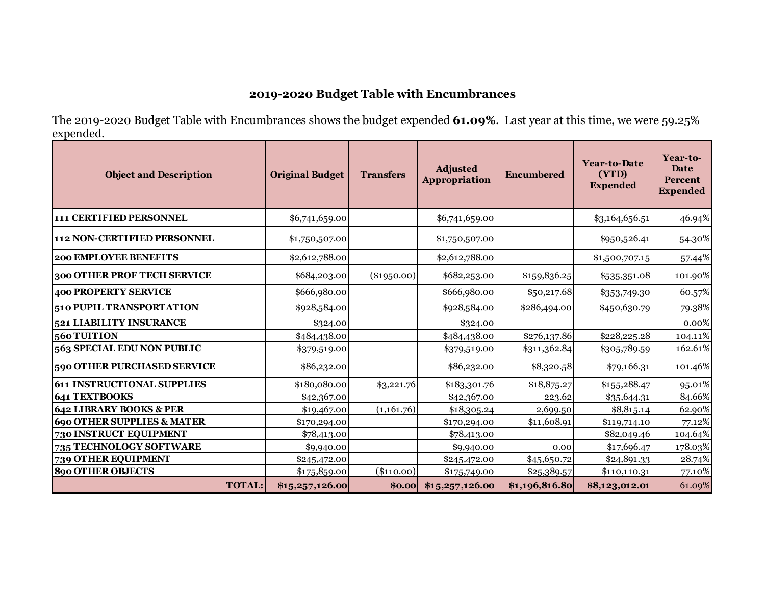## 2019-2020 Budget Table with Encumbrances

The 2019-2020 Budget Table with Encumbrances shows the budget expended **61.09%**. Last year at this time, we were 59.25% expended.

| Object and Description | Original Budget | Transfers | Adjusted Appropriation | Encumbered | Year-to-Date (YTD) Expended | Year-to-Date Percent Expended |
|---|---|---|---|---|---|---|
| **111 CERTIFIED PERSONNEL** | $6,741,659.00 | | $6,741,659.00 | | $3,164,656.51 | 46.94% |
| **112 NON-CERTIFIED PERSONNEL** | $1,750,507.00 | | $1,750,507.00 | | $950,526.41 | 54.30% |
| **200 EMPLOYEE BENEFITS** | $2,612,788.00 | | $2,612,788.00 | | $1,500,707.15 | 57.44% |
| **300 OTHER PROF TECH SERVICE** | $684,203.00 | ($1950.00) | $682,253.00 | $159,836.25 | $535,351.08 | 101.90% |
| **400 PROPERTY SERVICE** | $666,980.00 | | $666,980.00 | $50,217.68 | $353,749.30 | 60.57% |
| **510 PUPIL TRANSPORTATION** | $928,584.00 | | $928,584.00 | $286,494.00 | $450,630.79 | 79.38% |
| **521 LIABILITY INSURANCE** | $324.00 | | $324.00 | | | 0.00% |
| **560 TUITION** | $484,438.00 | | $484,438.00 | $276,137.86 | $228,225.28 | 104.11% |
| **563 SPECIAL EDU NON PUBLIC** | $379,519.00 | | $379,519.00 | $311,362.84 | $305,789.59 | 162.61% |
| **590 OTHER PURCHASED SERVICE** | $86,232.00 | | $86,232.00 | $8,320.58 | $79,166.31 | 101.46% |
| **611 INSTRUCTIONAL SUPPLIES** | $180,080.00 | $3,221.76 | $183,301.76 | $18,875.27 | $155,288.47 | 95.01% |
| **641 TEXTBOOKS** | $42,367.00 | | $42,367.00 | 223.62 | $35,644.31 | 84.66% |
| **642 LIBRARY BOOKS & PER** | $19,467.00 | (1,161.76) | $18,305.24 | 2,699.50 | $8,815.14 | 62.90% |
| **690 OTHER SUPPLIES & MATER** | $170,294.00 | | $170,294.00 | $11,608.91 | $119,714.10 | 77.12% |
| **730 INSTRUCT EQUIPMENT** | $78,413.00 | | $78,413.00 | | $82,049.46 | 104.64% |
| **735 TECHNOLOGY SOFTWARE** | $9,940.00 | | $9,940.00 | 0.00 | $17,696.47 | 178.03% |
| **739 OTHER EQUIPMENT** | $245,472.00 | | $245,472.00 | $45,650.72 | $24,891.33 | 28.74% |
| **890 OTHER OBJECTS** | $175,859.00 | ($110.00) | $175,749.00 | $25,389.57 | $110,110.31 | 77.10% |
| **TOTAL:** | **$15,257,126.00** | **$0.00** | **$15,257,126.00** | **$1,196,816.80** | **$8,123,012.01** | 61.09% |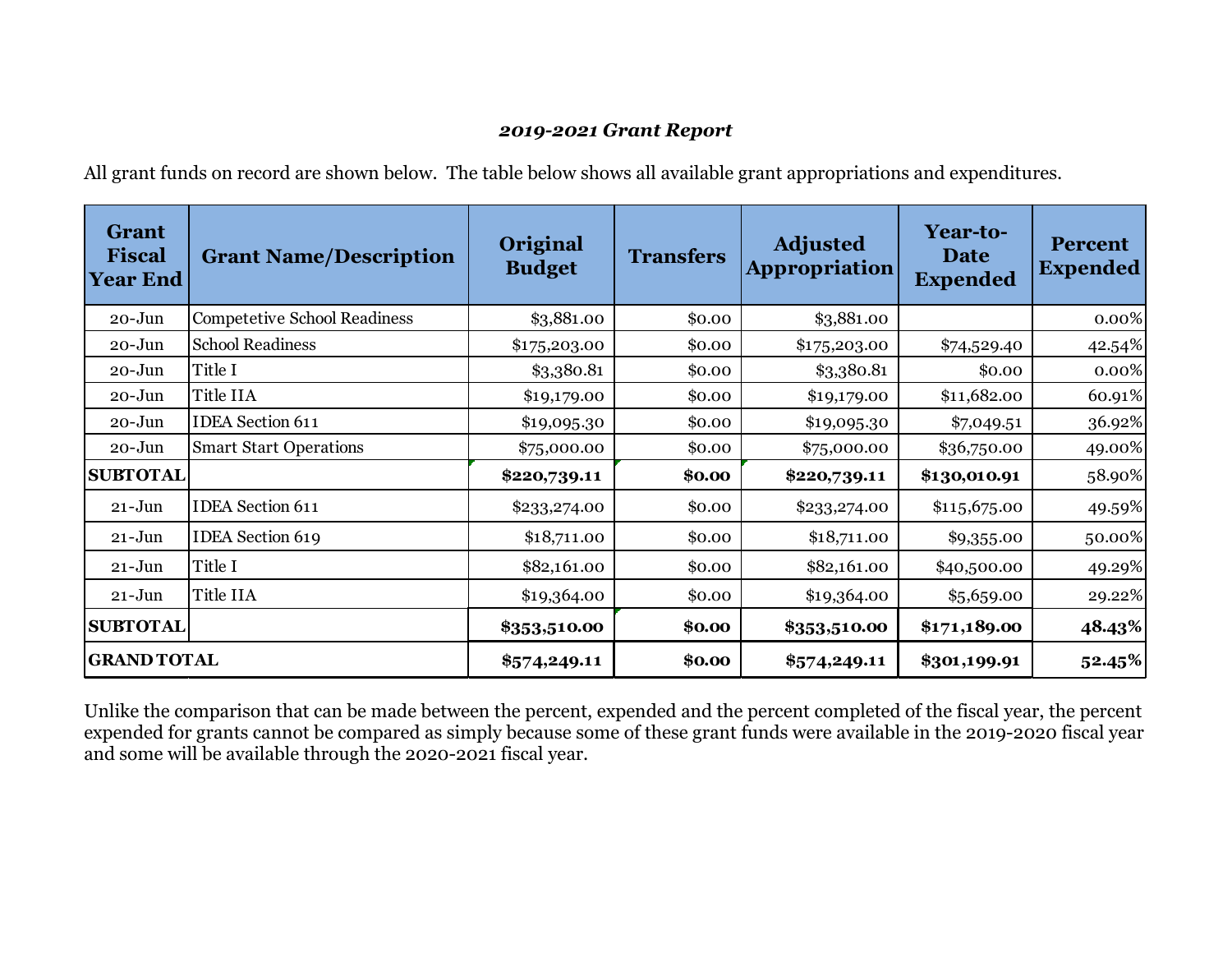## *2019-2021 Grant Report*

All grant funds on record are shown below. The table below shows all available grant appropriations and expenditures.

| Grant Fiscal Year End | Grant Name/Description | Original Budget | Transfers | Adjusted Appropriation | Year-to-Date Expended | Percent Expended |
|---|---|---|---|---|---|---|
| 20-Jun | Competetive School Readiness | $3,881.00 | $0.00 | $3,881.00 | | 0.00% |
| 20-Jun | School Readiness | $175,203.00 | $0.00 | $175,203.00 | $74,529.40 | 42.54% |
| 20-Jun | Title I | $3,380.81 | $0.00 | $3,380.81 | $0.00 | 0.00% |
| 20-Jun | Title IIA | $19,179.00 | $0.00 | $19,179.00 | $11,682.00 | 60.91% |
| 20-Jun | IDEA Section 611 | $19,095.30 | $0.00 | $19,095.30 | $7,049.51 | 36.92% |
| 20-Jun | Smart Start Operations | $75,000.00 | $0.00 | $75,000.00 | $36,750.00 | 49.00% |
| **SUBTOTAL** | | **$220,739.11** | **$0.00** | **$220,739.11** | **$130,010.91** | 58.90% |
| 21-Jun | IDEA Section 611 | $233,274.00 | $0.00 | $233,274.00 | $115,675.00 | 49.59% |
| 21-Jun | IDEA Section 619 | $18,711.00 | $0.00 | $18,711.00 | $9,355.00 | 50.00% |
| 21-Jun | Title I | $82,161.00 | $0.00 | $82,161.00 | $40,500.00 | 49.29% |
| 21-Jun | Title IIA | $19,364.00 | $0.00 | $19,364.00 | $5,659.00 | 29.22% |
| **SUBTOTAL** | | **$353,510.00** | **$0.00** | **$353,510.00** | **$171,189.00** | **48.43%** |
| **GRAND TOTAL** | | **$574,249.11** | **$0.00** | **$574,249.11** | **$301,199.91** | **52.45%** |

Unlike the comparison that can be made between the percent, expended and the percent completed of the fiscal year, the percent expended for grants cannot be compared as simply because some of these grant funds were available in the 2019-2020 fiscal year and some will be available through the 2020-2021 fiscal year.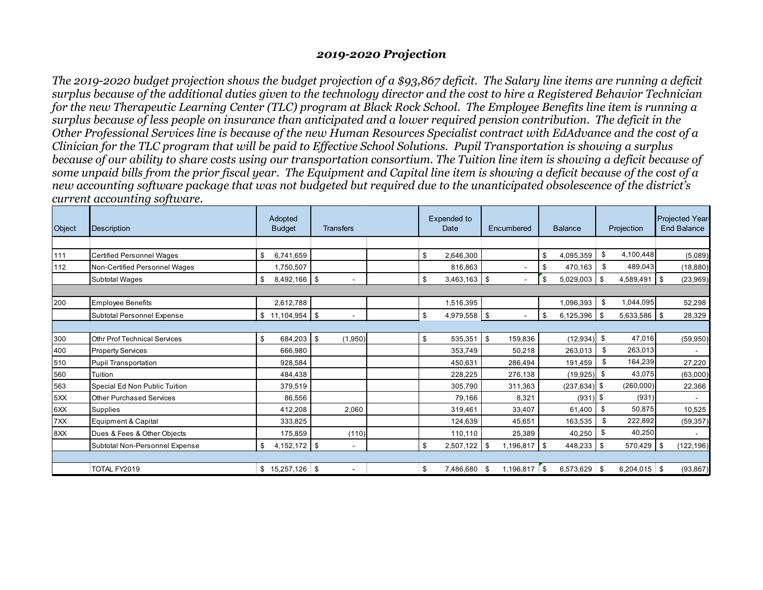## *2019-2020 Projection*

*The 2019-2020 budget projection shows the budget projection of a $93,867 deficit. The Salary line items are running a deficit surplus because of the additional duties given to the technology director and the cost to hire a Registered Behavior Technician for the new Therapeutic Learning Center (TLC) program at Black Rock School. The Employee Benefits line item is running a surplus because of less people on insurance than anticipated and a lower required pension contribution. The deficit in the Other Professional Services line is because of the new Human Resources Specialist contract with EdAdvance and the cost of a Clinician for the TLC program that will be paid to Effective School Solutions. Pupil Transportation is showing a surplus because of our ability to share costs using our transportation consortium. The Tuition line item is showing a deficit because of some unpaid bills from the prior fiscal year. The Equipment and Capital line item is showing a deficit because of the cost of a new accounting software package that was not budgeted but required due to the unanticipated obsolescence of the district's current accounting software.*

| Object | Description | Adopted Budget | Transfers | | Expended to Date | Encumbered | Balance | Projection | Projected Year-End Balance |
|---|---|---|---|---|---|---|---|---|---|
| | | | | | | | | | |
| 111 | Certified Personnel Wages | $ 6,741,659 | | | $ 2,646,300 | | $ 4,095,359 | $ 4,100,448 | (5,089) |
| 112 | Non-Certified Personnel Wages | 1,750,507 | | | 816,863 | - | $ 470,163 | $ 489,043 | (18,880) |
| | Subtotal Wages | $ 8,492,166 | $ - | | $ 3,463,163 | $ - | $ 5,029,003 | $ 4,589,491 | $ (23,969) |
| | | | | | | | | | |
| 200 | Employee Benefits | 2,612,788 | | | 1,516,395 | | 1,096,393 | $ 1,044,095 | 52,298 |
| | Subtotal Personnel Expense | $ 11,104,954 | $ - | | $ 4,979,558 | $ - | $ 6,125,396 | $ 5,633,586 | $ 28,329 |
| | | | | | | | | | |
| 300 | Othr Prof Technical Services | $ 684,203 | $ (1,950) | | $ 535,351 | $ 159,836 | (12,934) | $ 47,016 | (59,950) |
| 400 | Property Services | 666,980 | | | 353,749 | 50,218 | 263,013 | $ 263,013 | - |
| 510 | Pupil Transportation | 928,584 | | | 450,631 | 286,494 | 191,459 | $ 164,239 | 27,220 |
| 560 | Tuition | 484,438 | | | 228,225 | 276,138 | (19,925) | $ 43,075 | (63,000) |
| 563 | Special Ed Non Public Tuition | 379,519 | | | 305,790 | 311,363 | (237,634) | $ (260,000) | 22,366 |
| 5XX | Other Purchased Services | 86,556 | | | 79,166 | 8,321 | (931) | $ (931) | - |
| 6XX | Supplies | 412,208 | 2,060 | | 319,461 | 33,407 | 61,400 | $ 50,875 | 10,525 |
| 7XX | Equipment & Capital | 333,825 | | | 124,639 | 45,651 | 163,535 | $ 222,892 | (59,357) |
| 8XX | Dues & Fees & Other Objects | 175,859 | (110) | | 110,110 | 25,389 | 40,250 | $ 40,250 | - |
| | Subtotal Non-Personnel Expense | $ 4,152,172 | $ - | | $ 2,507,122 | $ 1,196,817 | $ 448,233 | $ 570,429 | $ (122,196) |
| | | | | | | | | | |
| | TOTAL FY2019 | $ 15,257,126 | $ - | | $ 7,486,680 | $ 1,196,817 | $ 6,573,629 | $ 6,204,015 | $ (93,867) |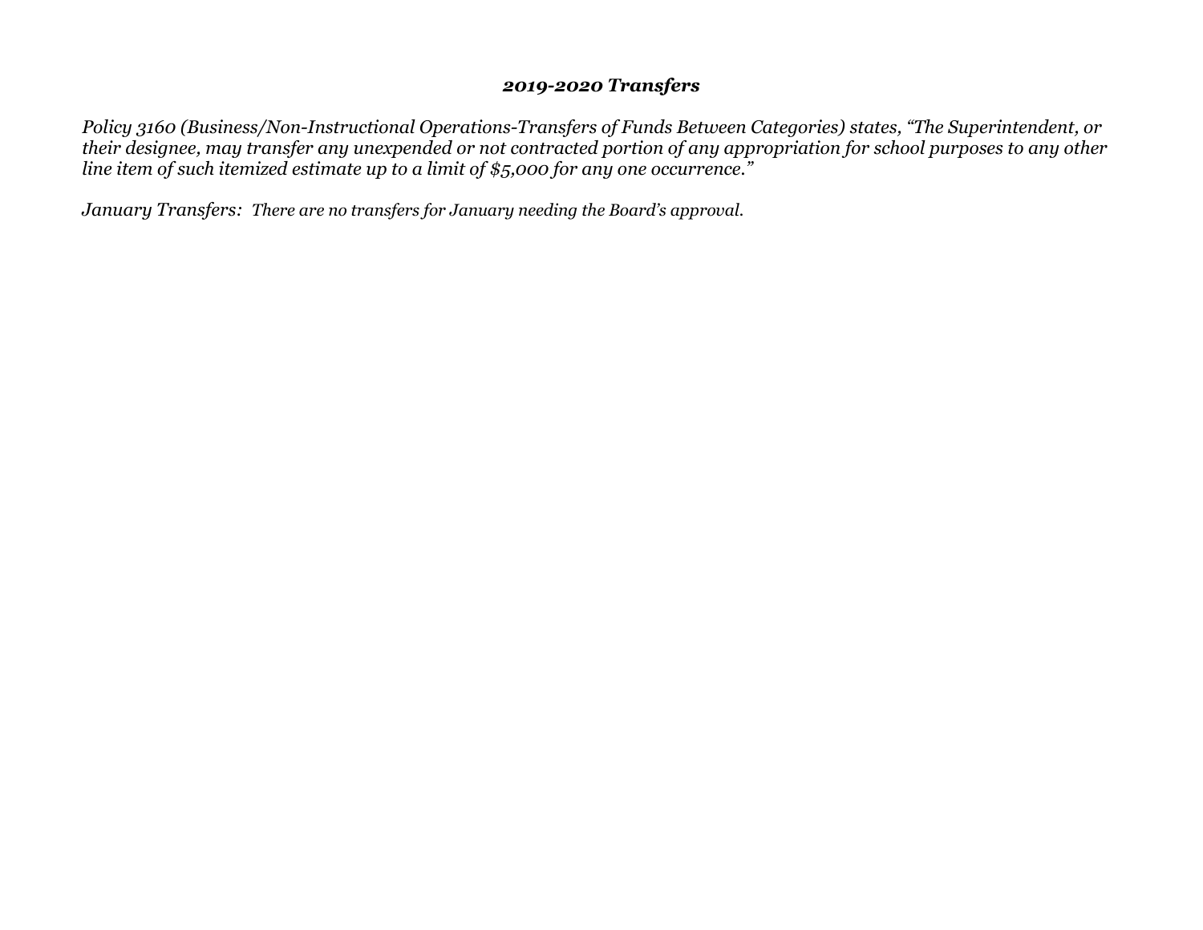### *2019-2020 Transfers*

*Policy 3160 (Business/Non-Instructional Operations-Transfers of Funds Between Categories) states, "The Superintendent, or their designee, may transfer any unexpended or not contracted portion of any appropriation for school purposes to any other line item of such itemized estimate up to a limit of $5,000 for any one occurrence."*

*January Transfers: There are no transfers for January needing the Board's approval.*